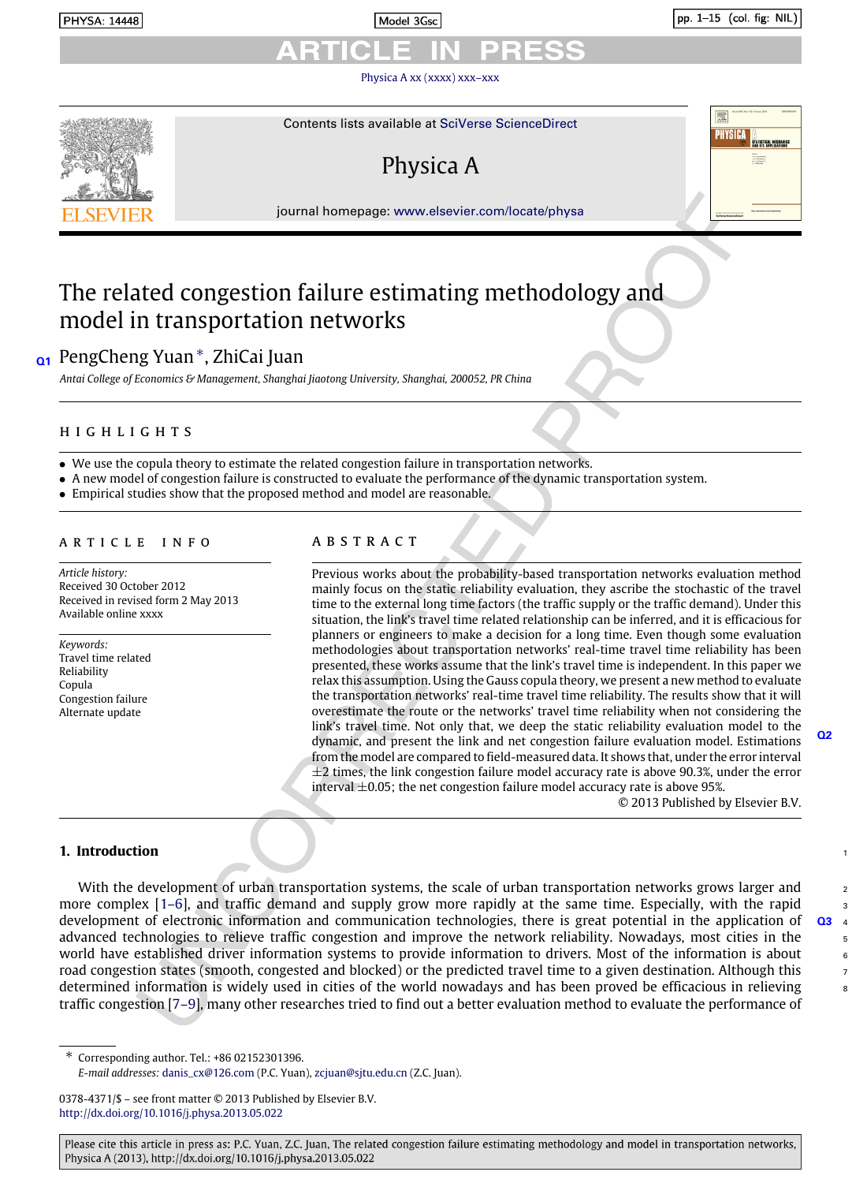# The related congestion failure estimating methodology and model in transportation networks

PengCheng Yuan *, ZhiCai Juan

*Antai College of Economics & Management, Shanghai Jiaotong University, Shanghai, 200052, PR China*

## HIGHLIGHTS

- We use the copula theory to estimate the related congestion failure in transportation networks.
- A new model of congestion failure is constructed to evaluate the performance of the dynamic transportation system.
- Empirical studies show that the proposed method and model are reasonable.

## ARTICLE INFO

*Article history:*
Received 30 October 2012
Received in revised form 2 May 2013
Available online xxxx

*Keywords:*
Travel time related
Reliability
Copula
Congestion failure
Alternate update

## ABSTRACT

Previous works about the probability-based transportation networks evaluation method mainly focus on the static reliability evaluation, they ascribe the stochastic of the travel time to the external long time factors (the traffic supply or the traffic demand). Under this situation, the link's travel time related relationship can be inferred, and it is efficacious for planners or engineers to make a decision for a long time. Even though some evaluation methodologies about transportation networks' real-time travel time reliability has been presented, these works assume that the link's travel time is independent. In this paper we relax this assumption. Using the Gauss copula theory, we present a new method to evaluate the transportation networks' real-time travel time reliability. The results show that it will overestimate the route or the networks' travel time reliability when not considering the link's travel time. Not only that, we deep the static reliability evaluation model to the dynamic, and present the link and net congestion failure evaluation model. Estimations from the model are compared to field-measured data. It shows that, under the error interval $\pm 2$ times, the link congestion failure model accuracy rate is above 90.3%, under the error interval $\pm 0.05$; the net congestion failure model accuracy rate is above 95%.

© 2013 Published by Elsevier B.V.

## 1. Introduction

With the development of urban transportation systems, the scale of urban transportation networks grows larger and more complex [1–6], and traffic demand and supply grow more rapidly at the same time. Especially, with the rapid development of electronic information and communication technologies, there is great potential in the application of advanced technologies to relieve traffic congestion and improve the network reliability. Nowadays, most cities in the world have established driver information systems to provide information to drivers. Most of the information is about road congestion states (smooth, congested and blocked) or the predicted travel time to a given destination. Although this determined information is widely used in cities of the world nowadays and has been proved be efficacious in relieving traffic congestion [7–9], many other researches tried to find out a better evaluation method to evaluate the performance of

---

\* Corresponding author. Tel.: +86 02152301396.
*E-mail addresses:* danis_cx@126.com (P.C. Yuan), zcjuan@sjtu.edu.cn (Z.C. Juan).

0378-4371/$ – see front matter © 2013 Published by Elsevier B.V.
http://dx.doi.org/10.1016/j.physa.2013.05.022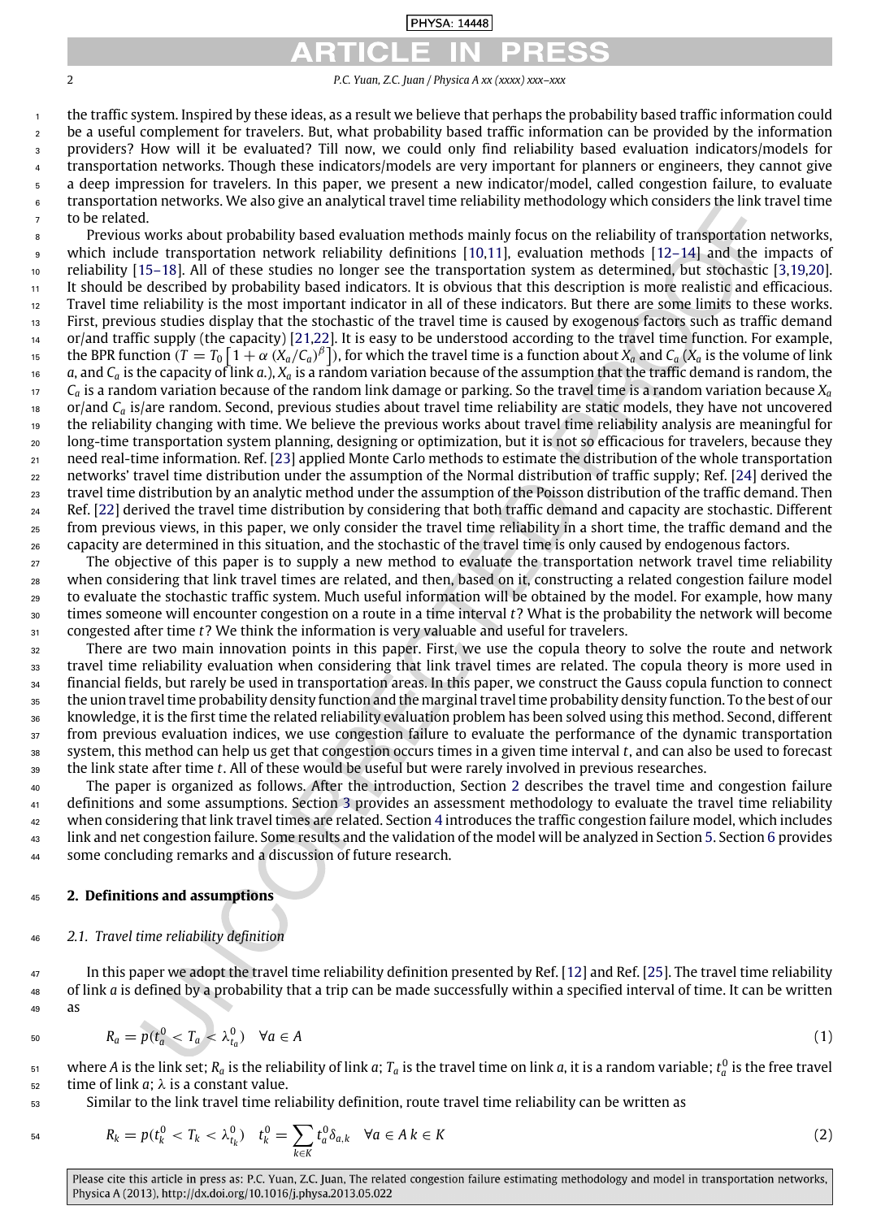the traffic system. Inspired by these ideas, as a result we believe that perhaps the probability based traffic information could be a useful complement for travelers. But, what probability based traffic information can be provided by the information providers? How will it be evaluated? Till now, we could only find reliability based evaluation indicators/models for transportation networks. Though these indicators/models are very important for planners or engineers, they cannot give a deep impression for travelers. In this paper, we present a new indicator/model, called congestion failure, to evaluate transportation networks. We also give an analytical travel time reliability methodology which considers the link travel time to be related.

Previous works about probability based evaluation methods mainly focus on the reliability of transportation networks, which include transportation network reliability definitions [10,11], evaluation methods [12–14] and the impacts of reliability [15–18]. All of these studies no longer see the transportation system as determined, but stochastic [3,19,20]. It should be described by probability based indicators. It is obvious that this description is more realistic and efficacious. Travel time reliability is the most important indicator in all of these indicators. But there are some limits to these works. First, previous studies display that the stochastic of the travel time is caused by exogenous factors such as traffic demand or/and traffic supply (the capacity) [21,22]. It is easy to be understood according to the travel time function. For example, the BPR function ($T = T_0\left[1 + \alpha\,(X_a/C_a)^{\beta}\right]$), for which the travel time is a function about $X_a$ and $C_a$ ($X_a$ is the volume of link $a$, and $C_a$ is the capacity of link $a$.), $X_a$ is a random variation because of the assumption that the traffic demand is random, the $C_a$ is a random variation because of the random link damage or parking. So the travel time is a random variation because $X_a$ or/and $C_a$ is/are random. Second, previous studies about travel time reliability are static models, they have not uncovered the reliability changing with time. We believe the previous works about travel time reliability analysis are meaningful for long-time transportation system planning, designing or optimization, but it is not so efficacious for travelers, because they need real-time information. Ref. [23] applied Monte Carlo methods to estimate the distribution of the whole transportation networks' travel time distribution under the assumption of the Normal distribution of traffic supply; Ref. [24] derived the travel time distribution by an analytic method under the assumption of the Poisson distribution of the traffic demand. Then Ref. [22] derived the travel time distribution by considering that both traffic demand and capacity are stochastic. Different from previous views, in this paper, we only consider the travel time reliability in a short time, the traffic demand and the capacity are determined in this situation, and the stochastic of the travel time is only caused by endogenous factors.

The objective of this paper is to supply a new method to evaluate the transportation network travel time reliability when considering that link travel times are related, and then, based on it, constructing a related congestion failure model to evaluate the stochastic traffic system. Much useful information will be obtained by the model. For example, how many times someone will encounter congestion on a route in a time interval $t$? What is the probability the network will become congested after time $t$? We think the information is very valuable and useful for travelers.

There are two main innovation points in this paper. First, we use the copula theory to solve the route and network travel time reliability evaluation when considering that link travel times are related. The copula theory is more used in financial fields, but rarely be used in transportation areas. In this paper, we construct the Gauss copula function to connect the union travel time probability density function and the marginal travel time probability density function. To the best of our knowledge, it is the first time the related reliability evaluation problem has been solved using this method. Second, different from previous evaluation indices, we use congestion failure to evaluate the performance of the dynamic transportation system, this method can help us get that congestion occurs times in a given time interval $t$, and can also be used to forecast the link state after time $t$. All of these would be useful but were rarely involved in previous researches.

The paper is organized as follows. After the introduction, Section 2 describes the travel time and congestion failure definitions and some assumptions. Section 3 provides an assessment methodology to evaluate the travel time reliability when considering that link travel times are related. Section 4 introduces the traffic congestion failure model, which includes link and net congestion failure. Some results and the validation of the model will be analyzed in Section 5. Section 6 provides some concluding remarks and a discussion of future research.

## 2. Definitions and assumptions

### 2.1. Travel time reliability definition

In this paper we adopt the travel time reliability definition presented by Ref. [12] and Ref. [25]. The travel time reliability of link $a$ is defined by a probability that a trip can be made successfully within a specified interval of time. It can be written as

$$R_a = p(t_a^0 < T_a < \lambda_{t_a}^0) \quad \forall a \in A \tag{1}$$

where $A$ is the link set; $R_a$ is the reliability of link $a$; $T_a$ is the travel time on link $a$, it is a random variable; $t_a^0$ is the free travel time of link $a$; $\lambda$ is a constant value.

Similar to the link travel time reliability definition, route travel time reliability can be written as

$$R_k = p(t_k^0 < T_k < \lambda_{t_k}^0) \quad t_k^0 = \sum_{k \in K} t_a^0 \delta_{a,k} \quad \forall a \in A\; k \in K \tag{2}$$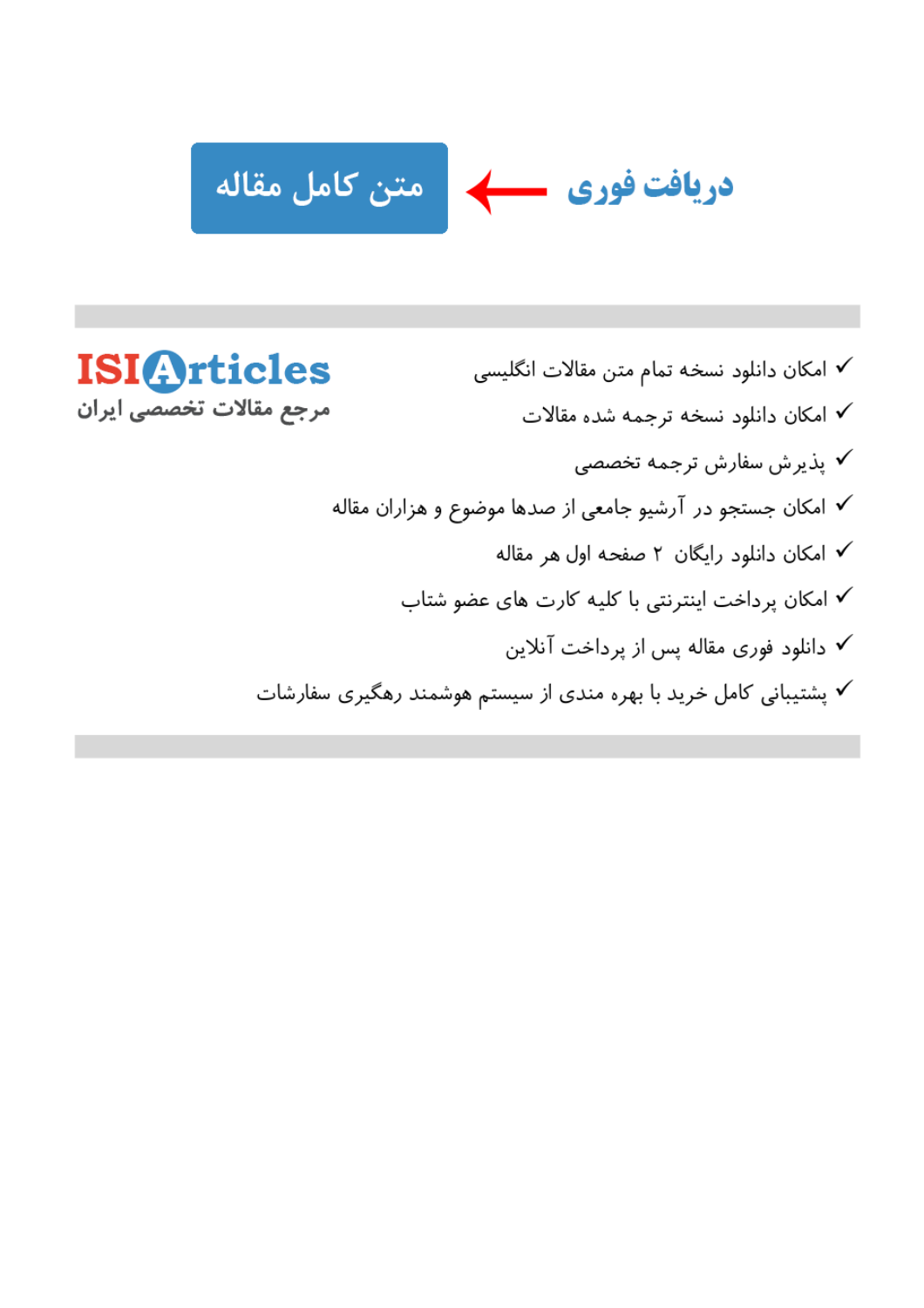دریافت فوری ← **متن کامل مقاله**

**ISIArticles**
مرجع مقالات تخصصی ایران

- ✓ امکان دانلود نسخه تمام متن مقالات انگلیسی
- ✓ امکان دانلود نسخه ترجمه شده مقالات
- ✓ پذیرش سفارش ترجمه تخصصی
- ✓ امکان جستجو در آرشیو جامعی از صدها موضوع و هزاران مقاله
- ✓ امکان دانلود رایگان ۲ صفحه اول هر مقاله
- ✓ امکان پرداخت اینترنتی با کلیه کارت های عضو شتاب
- ✓ دانلود فوری مقاله پس از پرداخت آنلاین
- ✓ پشتیبانی کامل خرید با بهره مندی از سیستم هوشمند رهگیری سفارشات